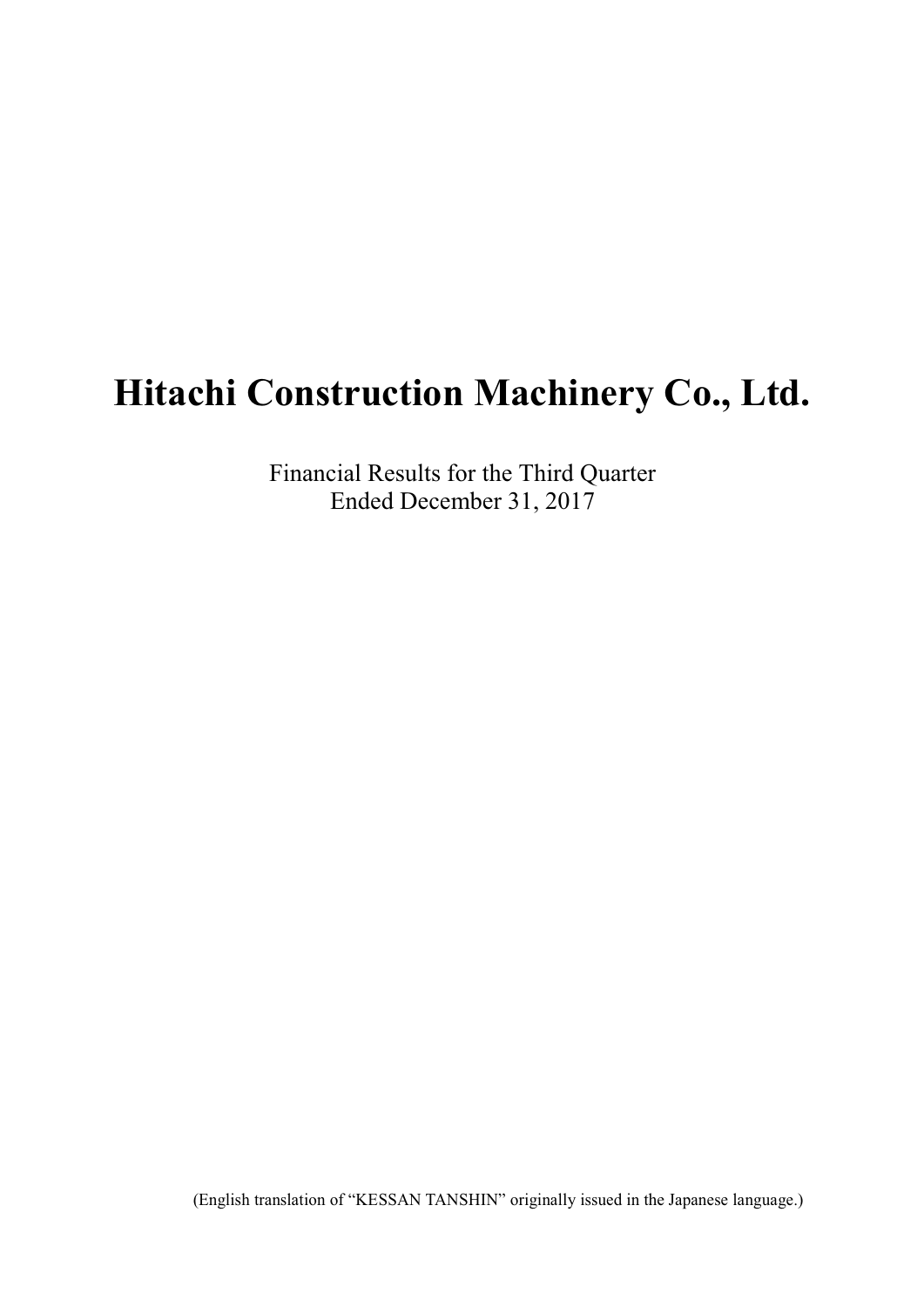# Hitachi Construction Machinery Co., Ltd.

Financial Results for the Third Quarter
Ended December 31, 2017

(English translation of “KESSAN TANSHIN” originally issued in the Japanese language.)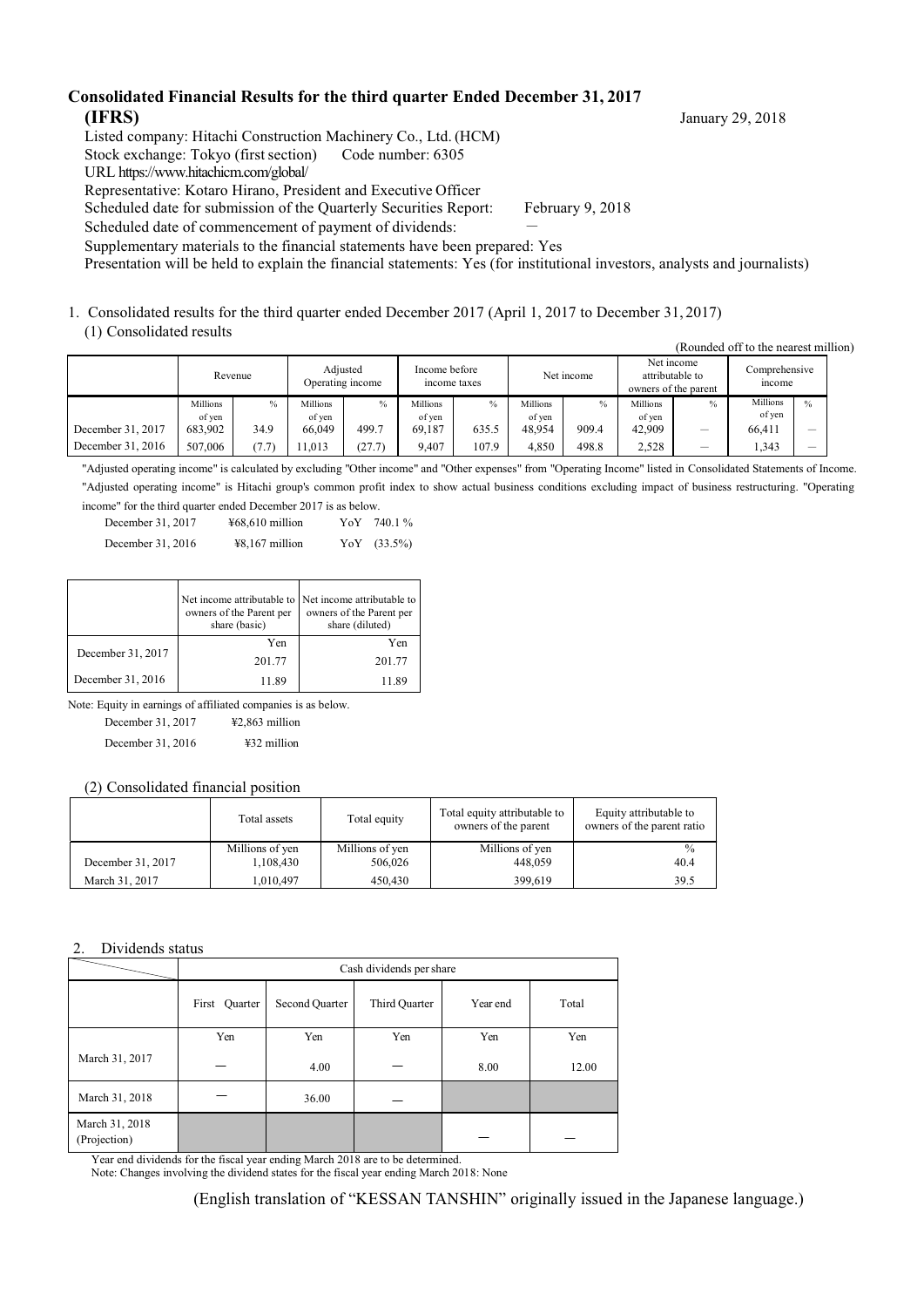# Consolidated Financial Results for the third quarter Ended December 31, 2017 (IFRS)

January 29, 2018

Listed company: Hitachi Construction Machinery Co., Ltd. (HCM)
Stock exchange: Tokyo (first section) Code number: 6305
URL https://www.hitachicm.com/global/
Representative: Kotaro Hirano, President and Executive Officer
Scheduled date for submission of the Quarterly Securities Report: February 9, 2018
Scheduled date of commencement of payment of dividends: ―
Supplementary materials to the financial statements have been prepared: Yes
Presentation will be held to explain the financial statements: Yes (for institutional investors, analysts and journalists)

1. Consolidated results for the third quarter ended December 2017 (April 1, 2017 to December 31, 2017)

(1) Consolidated results

(Rounded off to the nearest million)

| | Revenue | | Adjusted Operating income | | Income before income taxes | | Net income | | Net income attributable to owners of the parent | | Comprehensive income | |
|---|---|---|---|---|---|---|---|---|---|---|---|---|
| | Millions of yen | % | Millions of yen | % | Millions of yen | % | Millions of yen | % | Millions of yen | % | Millions of yen | % |
| December 31, 2017 | 683,902 | 34.9 | 66,049 | 499.7 | 69,187 | 635.5 | 48,954 | 909.4 | 42,909 | ― | 66,411 | ― |
| December 31, 2016 | 507,006 | (7.7) | 11,013 | (27.7) | 9,407 | 107.9 | 4,850 | 498.8 | 2,528 | ― | 1,343 | ― |

"Adjusted operating income" is calculated by excluding "Other income" and "Other expenses" from "Operating Income" listed in Consolidated Statements of Income. "Adjusted operating income" is Hitachi group's common profit index to show actual business conditions excluding impact of business restructuring. "Operating income" for the third quarter ended December 2017 is as below.

| | | |
|---|---|---|
| December 31, 2017 | ¥68,610 million | YoY 740.1 % |
| December 31, 2016 | ¥8,167 million | YoY (33.5%) |

| | Net income attributable to owners of the Parent per share (basic) | Net income attributable to owners of the Parent per share (diluted) |
|---|---|---|
| | Yen | Yen |
| December 31, 2017 | 201.77 | 201.77 |
| December 31, 2016 | 11.89 | 11.89 |

Note: Equity in earnings of affiliated companies is as below.

| | |
|---|---|
| December 31, 2017 | ¥2,863 million |
| December 31, 2016 | ¥32 million |

(2) Consolidated financial position

| | Total assets | Total equity | Total equity attributable to owners of the parent | Equity attributable to owners of the parent ratio |
|---|---|---|---|---|
| | Millions of yen | Millions of yen | Millions of yen | % |
| December 31, 2017 | 1,108,430 | 506,026 | 448,059 | 40.4 |
| March 31, 2017 | 1,010,497 | 450,430 | 399,619 | 39.5 |

2. Dividends status

| | Cash dividends per share | | | | |
|---|---|---|---|---|---|
| | First Quarter | Second Quarter | Third Quarter | Year end | Total |
| | Yen | Yen | Yen | Yen | Yen |
| March 31, 2017 | ― | 4.00 | ― | 8.00 | 12.00 |
| March 31, 2018 | ― | 36.00 | ― | | |
| March 31, 2018 (Projection) | | | | ― | ― |

Year end dividends for the fiscal year ending March 2018 are to be determined.
Note: Changes involving the dividend states for the fiscal year ending March 2018: None

(English translation of "KESSAN TANSHIN" originally issued in the Japanese language.)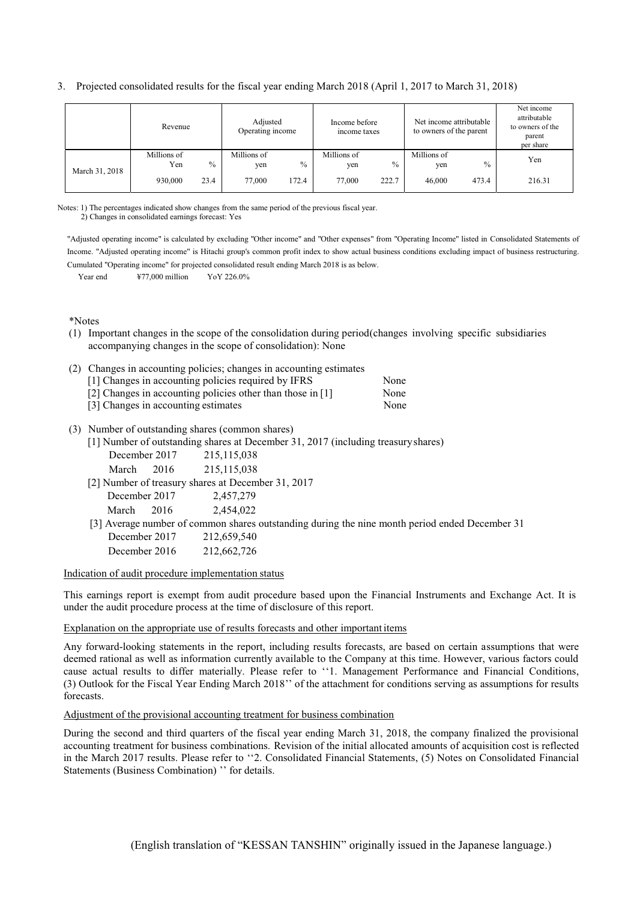3. Projected consolidated results for the fiscal year ending March 2018 (April 1, 2017 to March 31, 2018)

| | Revenue | | Adjusted Operating income | | Income before income taxes | | Net income attributable to owners of the parent | | Net income attributable to owners of the parent per share |
|---|---|---|---|---|---|---|---|---|---|
| | Millions of Yen | % | Millions of yen | % | Millions of yen | % | Millions of yen | % | Yen |
| March 31, 2018 | 930,000 | 23.4 | 77,000 | 172.4 | 77,000 | 222.7 | 46,000 | 473.4 | 216.31 |

Notes: 1) The percentages indicated show changes from the same period of the previous fiscal year.
2) Changes in consolidated earnings forecast: Yes

"Adjusted operating income" is calculated by excluding "Other income" and "Other expenses" from "Operating Income" listed in Consolidated Statements of Income. "Adjusted operating income" is Hitachi group's common profit index to show actual business conditions excluding impact of business restructuring. Cumulated "Operating income" for projected consolidated result ending March 2018 is as below.

Year end ¥77,000 million YoY 226.0%

*Notes

(1) Important changes in the scope of the consolidation during period(changes involving specific subsidiaries accompanying changes in the scope of consolidation): None

(2) Changes in accounting policies; changes in accounting estimates
[1] Changes in accounting policies required by IFRS None
[2] Changes in accounting policies other than those in [1] None
[3] Changes in accounting estimates None

(3) Number of outstanding shares (common shares)
[1] Number of outstanding shares at December 31, 2017 (including treasury shares)
December 2017 215,115,038
March 2016 215,115,038
[2] Number of treasury shares at December 31, 2017
December 2017 2,457,279
March 2016 2,454,022
[3] Average number of common shares outstanding during the nine month period ended December 31
December 2017 212,659,540
December 2016 212,662,726

Indication of audit procedure implementation status

This earnings report is exempt from audit procedure based upon the Financial Instruments and Exchange Act. It is under the audit procedure process at the time of disclosure of this report.

Explanation on the appropriate use of results forecasts and other important items

Any forward-looking statements in the report, including results forecasts, are based on certain assumptions that were deemed rational as well as information currently available to the Company at this time. However, various factors could cause actual results to differ materially. Please refer to ''1. Management Performance and Financial Conditions, (3) Outlook for the Fiscal Year Ending March 2018'' of the attachment for conditions serving as assumptions for results forecasts.

Adjustment of the provisional accounting treatment for business combination

During the second and third quarters of the fiscal year ending March 31, 2018, the company finalized the provisional accounting treatment for business combinations. Revision of the initial allocated amounts of acquisition cost is reflected in the March 2017 results. Please refer to ''2. Consolidated Financial Statements, (5) Notes on Consolidated Financial Statements (Business Combination) '' for details.

(English translation of "KESSAN TANSHIN" originally issued in the Japanese language.)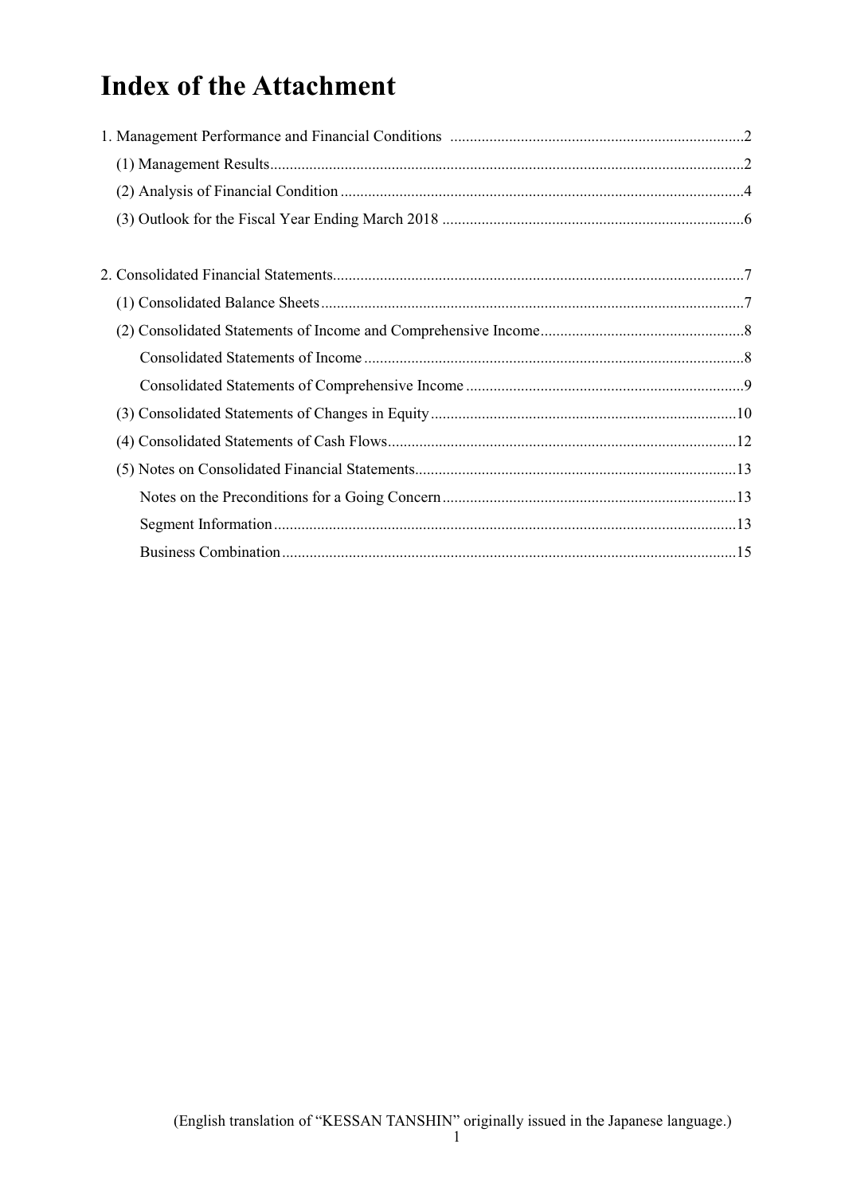# Index of the Attachment

1. Management Performance and Financial Conditions ..........2
   - (1) Management Results..........2
   - (2) Analysis of Financial Condition..........4
   - (3) Outlook for the Fiscal Year Ending March 2018..........6

2. Consolidated Financial Statements..........7
   - (1) Consolidated Balance Sheets..........7
   - (2) Consolidated Statements of Income and Comprehensive Income..........8
     - Consolidated Statements of Income..........8
     - Consolidated Statements of Comprehensive Income..........9
   - (3) Consolidated Statements of Changes in Equity..........10
   - (4) Consolidated Statements of Cash Flows..........12
   - (5) Notes on Consolidated Financial Statements..........13
     - Notes on the Preconditions for a Going Concern..........13
     - Segment Information..........13
     - Business Combination..........15

(English translation of "KESSAN TANSHIN" originally issued in the Japanese language.)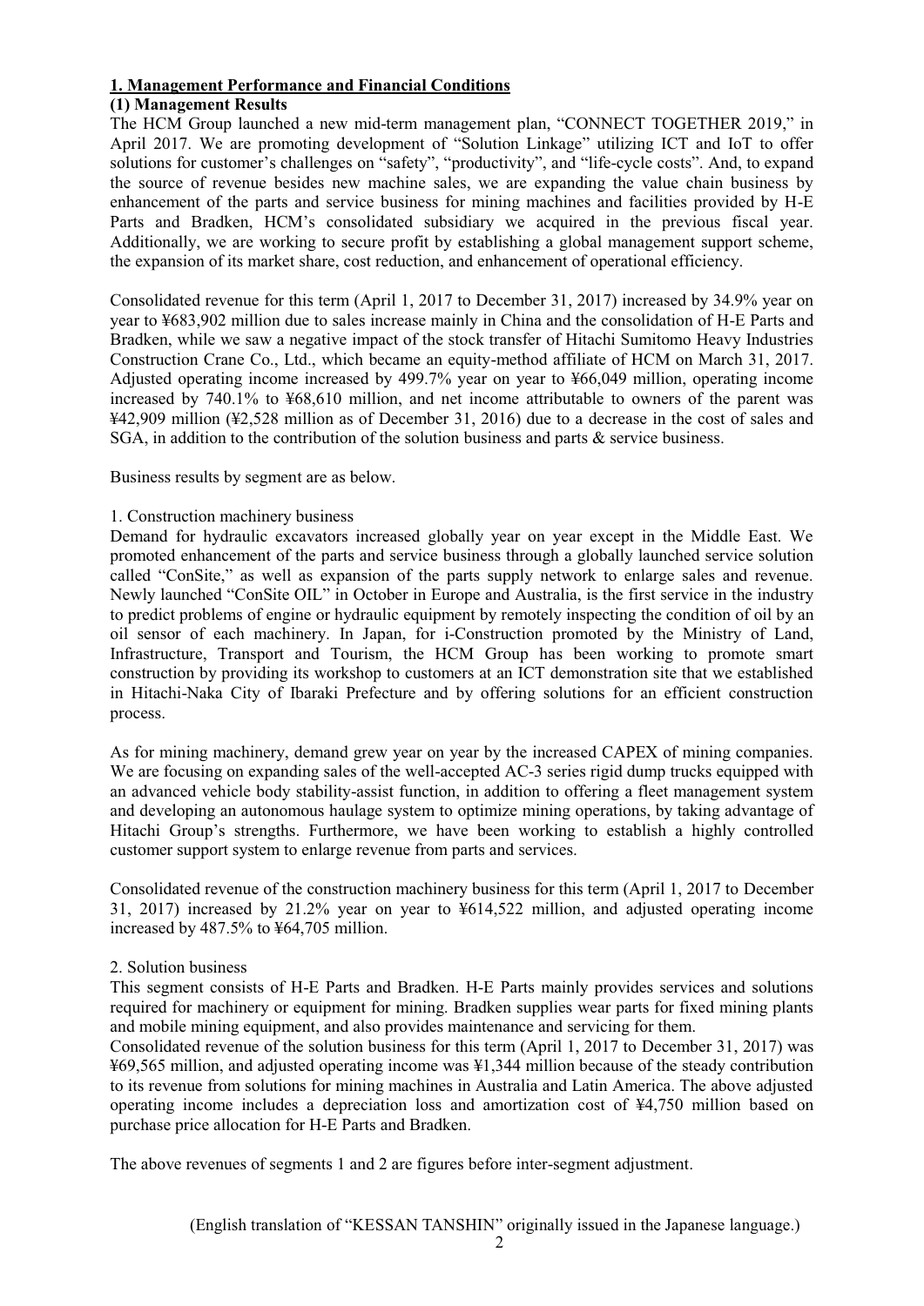## 1. Management Performance and Financial Conditions

### (1) Management Results

The HCM Group launched a new mid-term management plan, "CONNECT TOGETHER 2019," in April 2017. We are promoting development of "Solution Linkage" utilizing ICT and IoT to offer solutions for customer's challenges on "safety", "productivity", and "life-cycle costs". And, to expand the source of revenue besides new machine sales, we are expanding the value chain business by enhancement of the parts and service business for mining machines and facilities provided by H-E Parts and Bradken, HCM's consolidated subsidiary we acquired in the previous fiscal year. Additionally, we are working to secure profit by establishing a global management support scheme, the expansion of its market share, cost reduction, and enhancement of operational efficiency.

Consolidated revenue for this term (April 1, 2017 to December 31, 2017) increased by 34.9% year on year to ¥683,902 million due to sales increase mainly in China and the consolidation of H-E Parts and Bradken, while we saw a negative impact of the stock transfer of Hitachi Sumitomo Heavy Industries Construction Crane Co., Ltd., which became an equity-method affiliate of HCM on March 31, 2017. Adjusted operating income increased by 499.7% year on year to ¥66,049 million, operating income increased by 740.1% to ¥68,610 million, and net income attributable to owners of the parent was ¥42,909 million (¥2,528 million as of December 31, 2016) due to a decrease in the cost of sales and SGA, in addition to the contribution of the solution business and parts & service business.

Business results by segment are as below.

1. Construction machinery business

Demand for hydraulic excavators increased globally year on year except in the Middle East. We promoted enhancement of the parts and service business through a globally launched service solution called "ConSite," as well as expansion of the parts supply network to enlarge sales and revenue. Newly launched "ConSite OIL" in October in Europe and Australia, is the first service in the industry to predict problems of engine or hydraulic equipment by remotely inspecting the condition of oil by an oil sensor of each machinery. In Japan, for i-Construction promoted by the Ministry of Land, Infrastructure, Transport and Tourism, the HCM Group has been working to promote smart construction by providing its workshop to customers at an ICT demonstration site that we established in Hitachi-Naka City of Ibaraki Prefecture and by offering solutions for an efficient construction process.

As for mining machinery, demand grew year on year by the increased CAPEX of mining companies. We are focusing on expanding sales of the well-accepted AC-3 series rigid dump trucks equipped with an advanced vehicle body stability-assist function, in addition to offering a fleet management system and developing an autonomous haulage system to optimize mining operations, by taking advantage of Hitachi Group's strengths. Furthermore, we have been working to establish a highly controlled customer support system to enlarge revenue from parts and services.

Consolidated revenue of the construction machinery business for this term (April 1, 2017 to December 31, 2017) increased by 21.2% year on year to ¥614,522 million, and adjusted operating income increased by 487.5% to ¥64,705 million.

2. Solution business

This segment consists of H-E Parts and Bradken. H-E Parts mainly provides services and solutions required for machinery or equipment for mining. Bradken supplies wear parts for fixed mining plants and mobile mining equipment, and also provides maintenance and servicing for them.

Consolidated revenue of the solution business for this term (April 1, 2017 to December 31, 2017) was ¥69,565 million, and adjusted operating income was ¥1,344 million because of the steady contribution to its revenue from solutions for mining machines in Australia and Latin America. The above adjusted operating income includes a depreciation loss and amortization cost of ¥4,750 million based on purchase price allocation for H-E Parts and Bradken.

The above revenues of segments 1 and 2 are figures before inter-segment adjustment.

(English translation of "KESSAN TANSHIN" originally issued in the Japanese language.)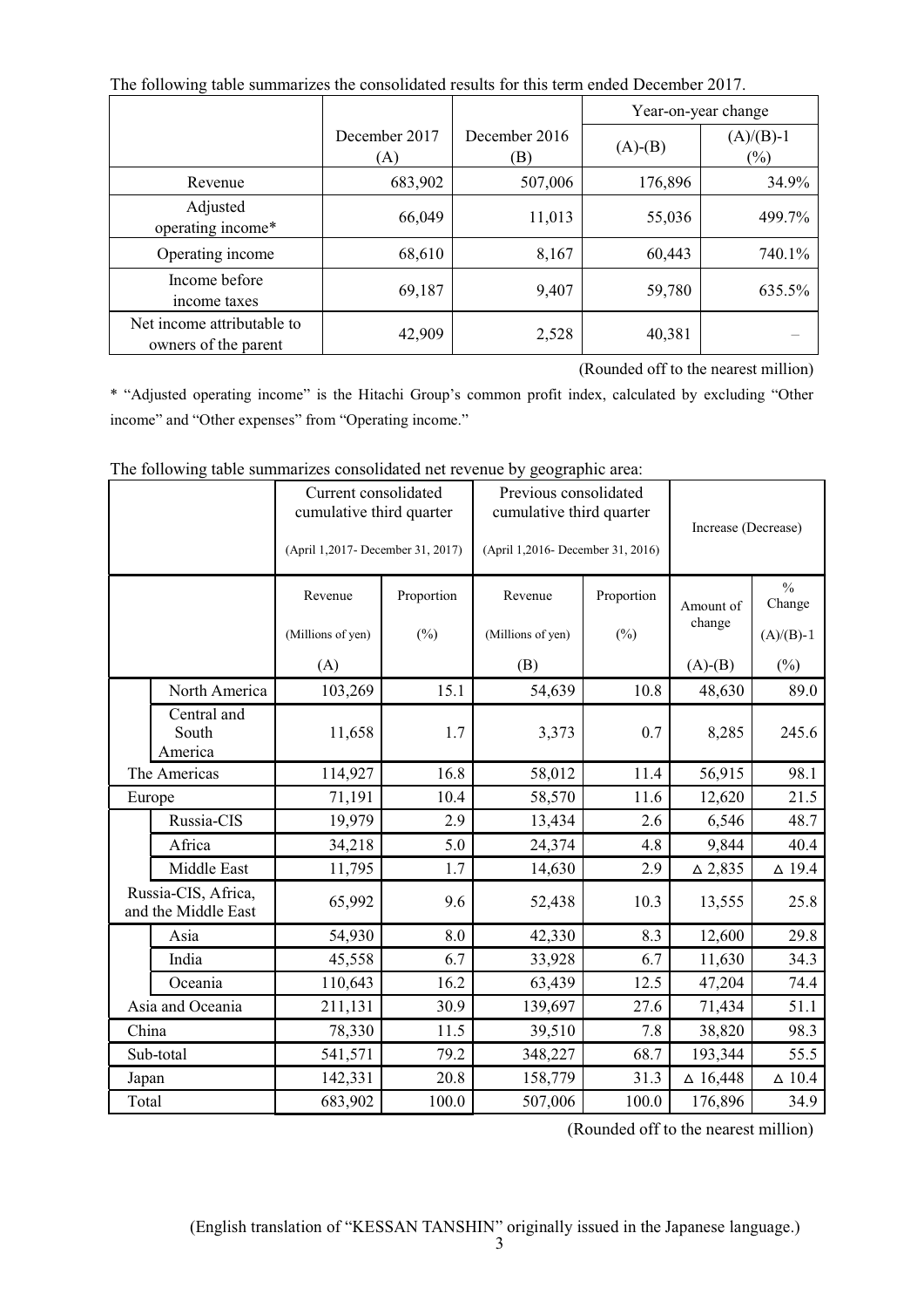The following table summarizes the consolidated results for this term ended December 2017.

| | December 2017 (A) | December 2016 (B) | Year-on-year change | |
|---|---|---|---|---|
| | | | (A)-(B) | (A)/(B)-1 (%) |
| Revenue | 683,902 | 507,006 | 176,896 | 34.9% |
| Adjusted operating income* | 66,049 | 11,013 | 55,036 | 499.7% |
| Operating income | 68,610 | 8,167 | 60,443 | 740.1% |
| Income before income taxes | 69,187 | 9,407 | 59,780 | 635.5% |
| Net income attributable to owners of the parent | 42,909 | 2,528 | 40,381 | – |

(Rounded off to the nearest million)

* "Adjusted operating income" is the Hitachi Group's common profit index, calculated by excluding "Other income" and "Other expenses" from "Operating income."

The following table summarizes consolidated net revenue by geographic area:

| | | Current consolidated cumulative third quarter (April 1,2017- December 31, 2017) | | Previous consolidated cumulative third quarter (April 1,2016- December 31, 2016) | | Increase (Decrease) | |
|---|---|---|---|---|---|---|---|
| | | Revenue (Millions of yen) (A) | Proportion (%) | Revenue (Millions of yen) (B) | Proportion (%) | Amount of change (A)-(B) | % Change (A)/(B)-1 (%) |
| | North America | 103,269 | 15.1 | 54,639 | 10.8 | 48,630 | 89.0 |
| | Central and South America | 11,658 | 1.7 | 3,373 | 0.7 | 8,285 | 245.6 |
| The Americas | | 114,927 | 16.8 | 58,012 | 11.4 | 56,915 | 98.1 |
| Europe | | 71,191 | 10.4 | 58,570 | 11.6 | 12,620 | 21.5 |
| | Russia-CIS | 19,979 | 2.9 | 13,434 | 2.6 | 6,546 | 48.7 |
| | Africa | 34,218 | 5.0 | 24,374 | 4.8 | 9,844 | 40.4 |
| | Middle East | 11,795 | 1.7 | 14,630 | 2.9 | △ 2,835 | △ 19.4 |
| Russia-CIS, Africa, and the Middle East | | 65,992 | 9.6 | 52,438 | 10.3 | 13,555 | 25.8 |
| | Asia | 54,930 | 8.0 | 42,330 | 8.3 | 12,600 | 29.8 |
| | India | 45,558 | 6.7 | 33,928 | 6.7 | 11,630 | 34.3 |
| | Oceania | 110,643 | 16.2 | 63,439 | 12.5 | 47,204 | 74.4 |
| Asia and Oceania | | 211,131 | 30.9 | 139,697 | 27.6 | 71,434 | 51.1 |
| China | | 78,330 | 11.5 | 39,510 | 7.8 | 38,820 | 98.3 |
| Sub-total | | 541,571 | 79.2 | 348,227 | 68.7 | 193,344 | 55.5 |
| Japan | | 142,331 | 20.8 | 158,779 | 31.3 | △ 16,448 | △ 10.4 |
| Total | | 683,902 | 100.0 | 507,006 | 100.0 | 176,896 | 34.9 |

(Rounded off to the nearest million)

(English translation of "KESSAN TANSHIN" originally issued in the Japanese language.)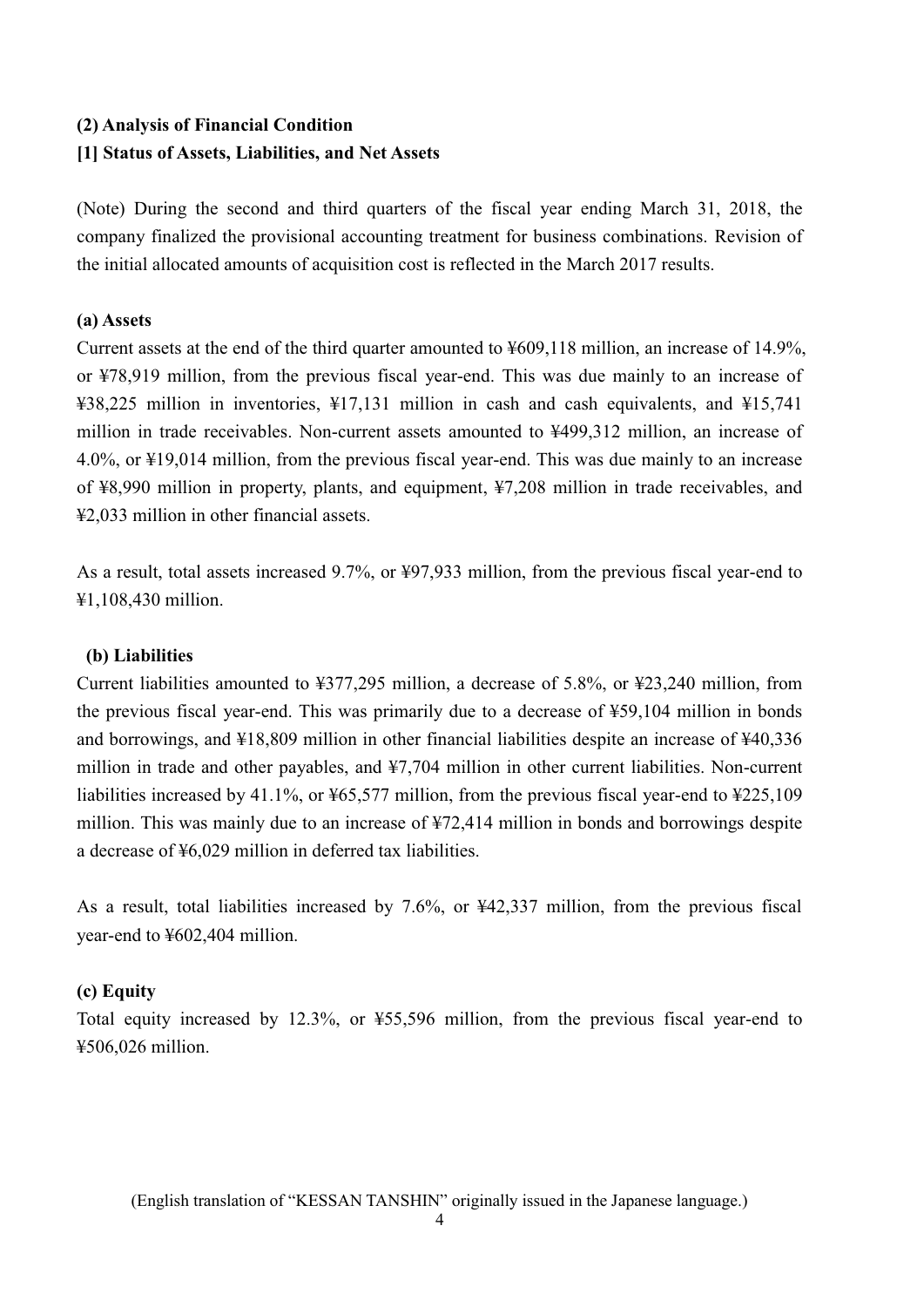## (2) Analysis of Financial Condition

### [1] Status of Assets, Liabilities, and Net Assets

(Note) During the second and third quarters of the fiscal year ending March 31, 2018, the company finalized the provisional accounting treatment for business combinations. Revision of the initial allocated amounts of acquisition cost is reflected in the March 2017 results.

#### (a) Assets

Current assets at the end of the third quarter amounted to ¥609,118 million, an increase of 14.9%, or ¥78,919 million, from the previous fiscal year-end. This was due mainly to an increase of ¥38,225 million in inventories, ¥17,131 million in cash and cash equivalents, and ¥15,741 million in trade receivables. Non-current assets amounted to ¥499,312 million, an increase of 4.0%, or ¥19,014 million, from the previous fiscal year-end. This was due mainly to an increase of ¥8,990 million in property, plants, and equipment, ¥7,208 million in trade receivables, and ¥2,033 million in other financial assets.

As a result, total assets increased 9.7%, or ¥97,933 million, from the previous fiscal year-end to ¥1,108,430 million.

#### (b) Liabilities

Current liabilities amounted to ¥377,295 million, a decrease of 5.8%, or ¥23,240 million, from the previous fiscal year-end. This was primarily due to a decrease of ¥59,104 million in bonds and borrowings, and ¥18,809 million in other financial liabilities despite an increase of ¥40,336 million in trade and other payables, and ¥7,704 million in other current liabilities. Non-current liabilities increased by 41.1%, or ¥65,577 million, from the previous fiscal year-end to ¥225,109 million. This was mainly due to an increase of ¥72,414 million in bonds and borrowings despite a decrease of ¥6,029 million in deferred tax liabilities.

As a result, total liabilities increased by 7.6%, or ¥42,337 million, from the previous fiscal year-end to ¥602,404 million.

#### (c) Equity

Total equity increased by 12.3%, or ¥55,596 million, from the previous fiscal year-end to ¥506,026 million.

(English translation of "KESSAN TANSHIN" originally issued in the Japanese language.)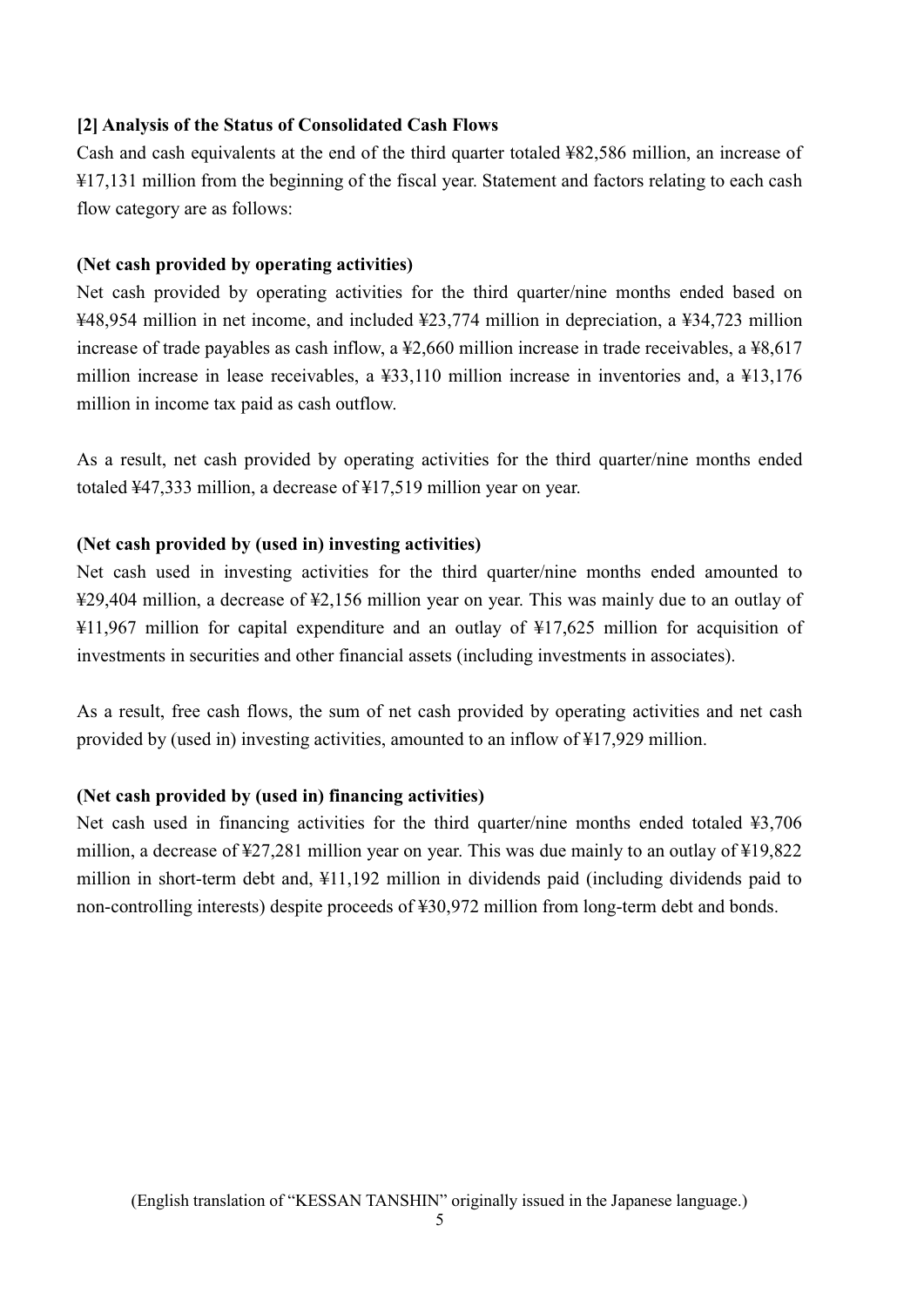### [2] Analysis of the Status of Consolidated Cash Flows

Cash and cash equivalents at the end of the third quarter totaled ¥82,586 million, an increase of ¥17,131 million from the beginning of the fiscal year. Statement and factors relating to each cash flow category are as follows:

**(Net cash provided by operating activities)**

Net cash provided by operating activities for the third quarter/nine months ended based on ¥48,954 million in net income, and included ¥23,774 million in depreciation, a ¥34,723 million increase of trade payables as cash inflow, a ¥2,660 million increase in trade receivables, a ¥8,617 million increase in lease receivables, a ¥33,110 million increase in inventories and, a ¥13,176 million in income tax paid as cash outflow.

As a result, net cash provided by operating activities for the third quarter/nine months ended totaled ¥47,333 million, a decrease of ¥17,519 million year on year.

**(Net cash provided by (used in) investing activities)**

Net cash used in investing activities for the third quarter/nine months ended amounted to ¥29,404 million, a decrease of ¥2,156 million year on year. This was mainly due to an outlay of ¥11,967 million for capital expenditure and an outlay of ¥17,625 million for acquisition of investments in securities and other financial assets (including investments in associates).

As a result, free cash flows, the sum of net cash provided by operating activities and net cash provided by (used in) investing activities, amounted to an inflow of ¥17,929 million.

**(Net cash provided by (used in) financing activities)**

Net cash used in financing activities for the third quarter/nine months ended totaled ¥3,706 million, a decrease of ¥27,281 million year on year. This was due mainly to an outlay of ¥19,822 million in short-term debt and, ¥11,192 million in dividends paid (including dividends paid to non-controlling interests) despite proceeds of ¥30,972 million from long-term debt and bonds.

(English translation of “KESSAN TANSHIN” originally issued in the Japanese language.)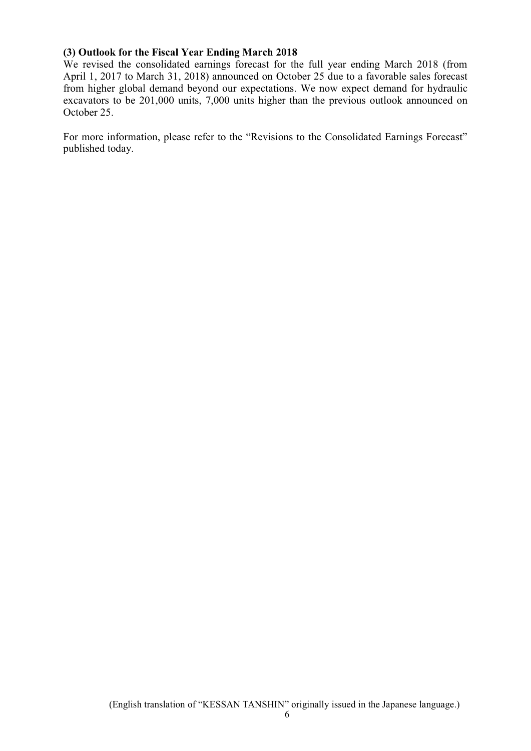### (3) Outlook for the Fiscal Year Ending March 2018

We revised the consolidated earnings forecast for the full year ending March 2018 (from April 1, 2017 to March 31, 2018) announced on October 25 due to a favorable sales forecast from higher global demand beyond our expectations. We now expect demand for hydraulic excavators to be 201,000 units, 7,000 units higher than the previous outlook announced on October 25.

For more information, please refer to the "Revisions to the Consolidated Earnings Forecast" published today.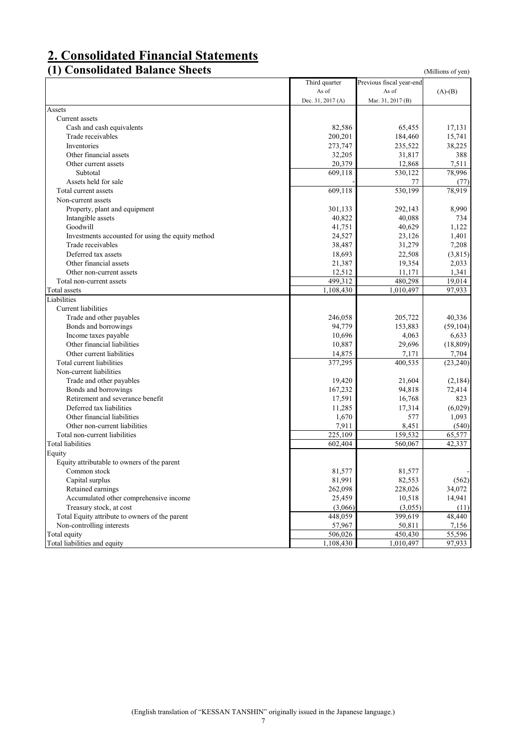## 2. Consolidated Financial Statements

### (1) Consolidated Balance Sheets

(Millions of yen)

| | Third quarter As of Dec. 31, 2017 (A) | Previous fiscal year-end As of Mar. 31, 2017 (B) | (A)-(B) |
|---|---|---|---|
| Assets | | | |
| Current assets | | | |
| Cash and cash equivalents | 82,586 | 65,455 | 17,131 |
| Trade receivables | 200,201 | 184,460 | 15,741 |
| Inventories | 273,747 | 235,522 | 38,225 |
| Other financial assets | 32,205 | 31,817 | 388 |
| Other current assets | 20,379 | 12,868 | 7,511 |
| Subtotal | 609,118 | 530,122 | 78,996 |
| Assets held for sale | - | 77 | (77) |
| Total current assets | 609,118 | 530,199 | 78,919 |
| Non-current assets | | | |
| Property, plant and equipment | 301,133 | 292,143 | 8,990 |
| Intangible assets | 40,822 | 40,088 | 734 |
| Goodwill | 41,751 | 40,629 | 1,122 |
| Investments accounted for using the equity method | 24,527 | 23,126 | 1,401 |
| Trade receivables | 38,487 | 31,279 | 7,208 |
| Deferred tax assets | 18,693 | 22,508 | (3,815) |
| Other financial assets | 21,387 | 19,354 | 2,033 |
| Other non-current assets | 12,512 | 11,171 | 1,341 |
| Total non-current assets | 499,312 | 480,298 | 19,014 |
| Total assets | 1,108,430 | 1,010,497 | 97,933 |
| Liabilities | | | |
| Current liabilities | | | |
| Trade and other payables | 246,058 | 205,722 | 40,336 |
| Bonds and borrowings | 94,779 | 153,883 | (59,104) |
| Income taxes payable | 10,696 | 4,063 | 6,633 |
| Other financial liabilities | 10,887 | 29,696 | (18,809) |
| Other current liabilities | 14,875 | 7,171 | 7,704 |
| Total current liabilities | 377,295 | 400,535 | (23,240) |
| Non-current liabilities | | | |
| Trade and other payables | 19,420 | 21,604 | (2,184) |
| Bonds and borrowings | 167,232 | 94,818 | 72,414 |
| Retirement and severance benefit | 17,591 | 16,768 | 823 |
| Deferred tax liabilities | 11,285 | 17,314 | (6,029) |
| Other financial liabilities | 1,670 | 577 | 1,093 |
| Other non-current liabilities | 7,911 | 8,451 | (540) |
| Total non-current liabilities | 225,109 | 159,532 | 65,577 |
| Total liabilities | 602,404 | 560,067 | 42,337 |
| Equity | | | |
| Equity attributable to owners of the parent | | | |
| Common stock | 81,577 | 81,577 | - |
| Capital surplus | 81,991 | 82,553 | (562) |
| Retained earnings | 262,098 | 228,026 | 34,072 |
| Accumulated other comprehensive income | 25,459 | 10,518 | 14,941 |
| Treasury stock, at cost | (3,066) | (3,055) | (11) |
| Total Equity attribute to owners of the parent | 448,059 | 399,619 | 48,440 |
| Non-controlling interests | 57,967 | 50,811 | 7,156 |
| Total equity | 506,026 | 450,430 | 55,596 |
| Total liabilities and equity | 1,108,430 | 1,010,497 | 97,933 |

(English translation of "KESSAN TANSHIN" originally issued in the Japanese language.)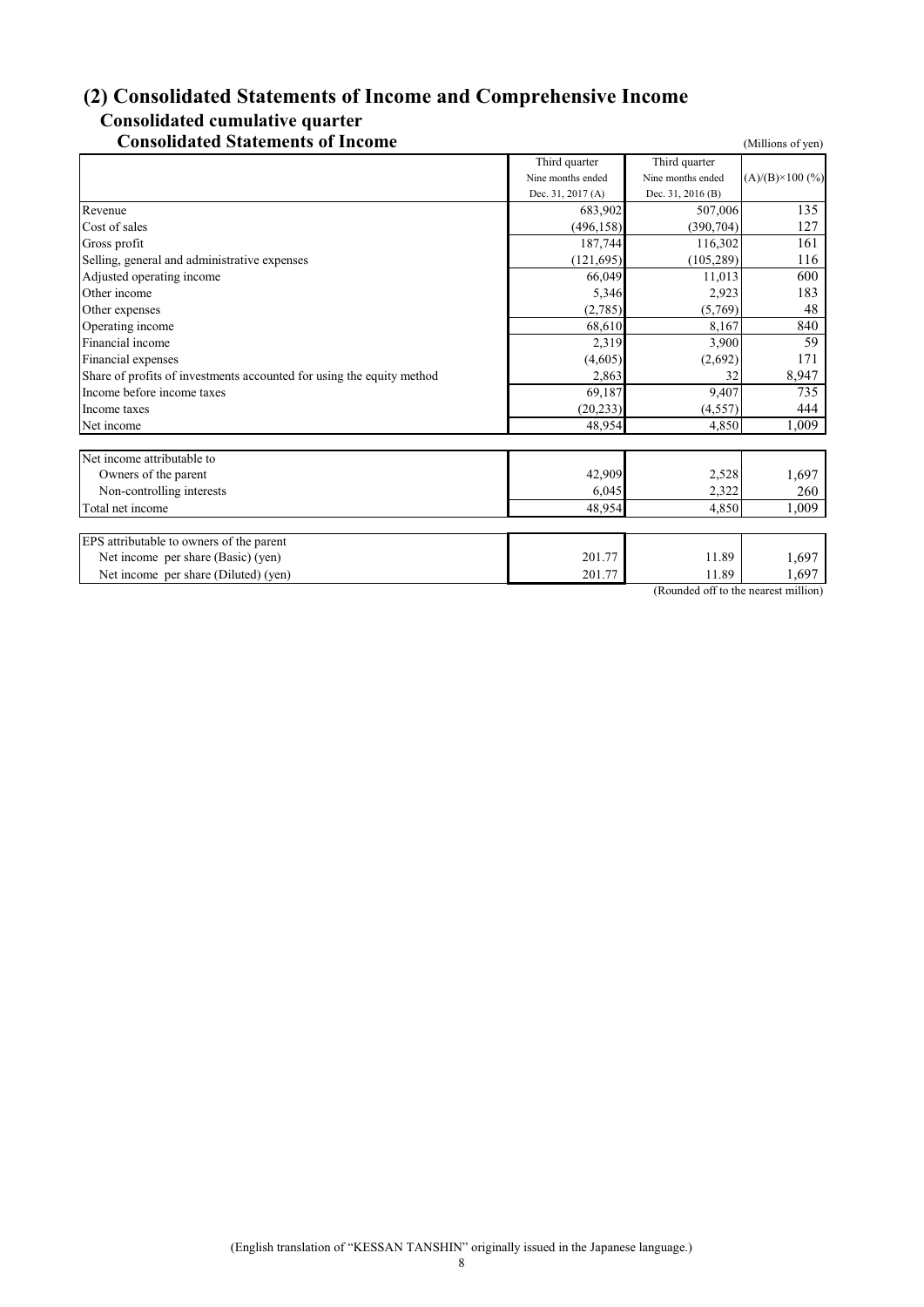## (2) Consolidated Statements of Income and Comprehensive Income

### Consolidated cumulative quarter

### Consolidated Statements of Income

(Millions of yen)

| | Third quarter Nine months ended Dec. 31, 2017 (A) | Third quarter Nine months ended Dec. 31, 2016 (B) | (A)/(B)×100 (%) |
|---|---|---|---|
| Revenue | 683,902 | 507,006 | 135 |
| Cost of sales | (496,158) | (390,704) | 127 |
| Gross profit | 187,744 | 116,302 | 161 |
| Selling, general and administrative expenses | (121,695) | (105,289) | 116 |
| Adjusted operating income | 66,049 | 11,013 | 600 |
| Other income | 5,346 | 2,923 | 183 |
| Other expenses | (2,785) | (5,769) | 48 |
| Operating income | 68,610 | 8,167 | 840 |
| Financial income | 2,319 | 3,900 | 59 |
| Financial expenses | (4,605) | (2,692) | 171 |
| Share of profits of investments accounted for using the equity method | 2,863 | 32 | 8,947 |
| Income before income taxes | 69,187 | 9,407 | 735 |
| Income taxes | (20,233) | (4,557) | 444 |
| Net income | 48,954 | 4,850 | 1,009 |

| | | | |
|---|---|---|---|
| Net income attributable to | | | |
| Owners of the parent | 42,909 | 2,528 | 1,697 |
| Non-controlling interests | 6,045 | 2,322 | 260 |
| Total net income | 48,954 | 4,850 | 1,009 |

| | | | |
|---|---|---|---|
| EPS attributable to owners of the parent | | | |
| Net income per share (Basic) (yen) | 201.77 | 11.89 | 1,697 |
| Net income per share (Diluted) (yen) | 201.77 | 11.89 | 1,697 |

(Rounded off to the nearest million)

(English translation of "KESSAN TANSHIN" originally issued in the Japanese language.)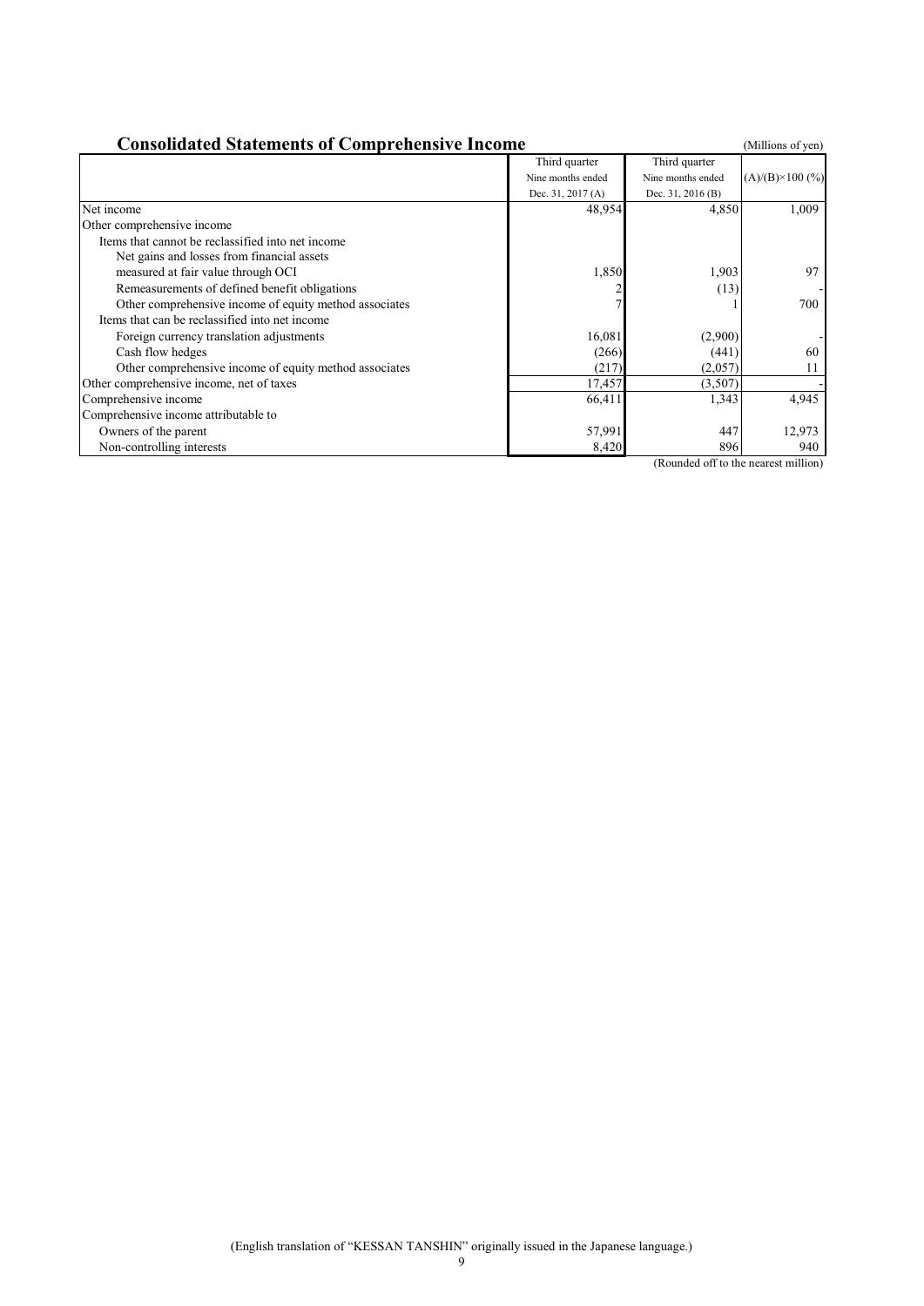## Consolidated Statements of Comprehensive Income

(Millions of yen)

| | Third quarter Nine months ended Dec. 31, 2017 (A) | Third quarter Nine months ended Dec. 31, 2016 (B) | (A)/(B)×100 (%) |
|---|---|---|---|
| Net income | 48,954 | 4,850 | 1,009 |
| Other comprehensive income | | | |
| Items that cannot be reclassified into net income | | | |
| Net gains and losses from financial assets measured at fair value through OCI | 1,850 | 1,903 | 97 |
| Remeasurements of defined benefit obligations | 2 | (13) | - |
| Other comprehensive income of equity method associates | 7 | 1 | 700 |
| Items that can be reclassified into net income | | | |
| Foreign currency translation adjustments | 16,081 | (2,900) | - |
| Cash flow hedges | (266) | (441) | 60 |
| Other comprehensive income of equity method associates | (217) | (2,057) | 11 |
| Other comprehensive income, net of taxes | 17,457 | (3,507) | - |
| Comprehensive income | 66,411 | 1,343 | 4,945 |
| Comprehensive income attributable to | | | |
| Owners of the parent | 57,991 | 447 | 12,973 |
| Non-controlling interests | 8,420 | 896 | 940 |

(Rounded off to the nearest million)

(English translation of "KESSAN TANSHIN" originally issued in the Japanese language.)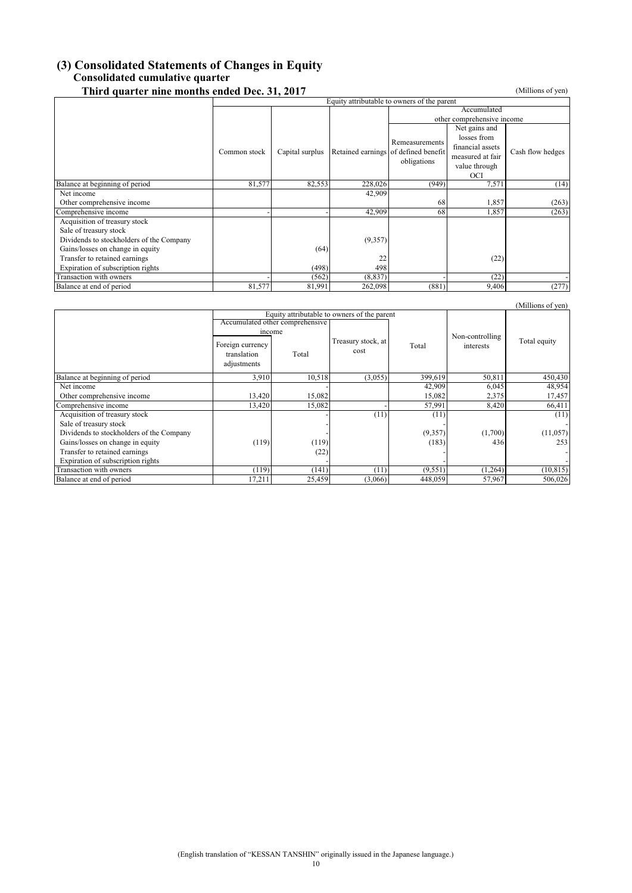## (3) Consolidated Statements of Changes in Equity

### Consolidated cumulative quarter

### Third quarter nine months ended Dec. 31, 2017

(Millions of yen)

| | Equity attributable to owners of the parent | | | | | |
|---|---|---|---|---|---|---|
| | | | | Accumulated other comprehensive income | | |
| | Common stock | Capital surplus | Retained earnings | Remeasurements of defined benefit obligations | Net gains and losses from financial assets measured at fair value through OCI | Cash flow hedges |
| Balance at beginning of period | 81,577 | 82,553 | 228,026 | (949) | 7,571 | (14) |
| Net income | | | 42,909 | | | |
| Other comprehensive income | | | | 68 | 1,857 | (263) |
| Comprehensive income | - | - | 42,909 | 68 | 1,857 | (263) |
| Acquisition of treasury stock | | | | | | |
| Sale of treasury stock | | | | | | |
| Dividends to stockholders of the Company | | | (9,357) | | | |
| Gains/losses on change in equity | | (64) | | | | |
| Transfer to retained earnings | | | 22 | | (22) | |
| Expiration of subscription rights | | (498) | 498 | | | |
| Transaction with owners | - | (562) | (8,837) | - | (22) | - |
| Balance at end of period | 81,577 | 81,991 | 262,098 | (881) | 9,406 | (277) |

(Millions of yen)

| | Equity attributable to owners of the parent | | | | | |
|---|---|---|---|---|---|---|
| | Accumulated other comprehensive income | | | | | |
| | Foreign currency translation adjustments | Total | Treasury stock, at cost | Total | Non-controlling interests | Total equity |
| Balance at beginning of period | 3,910 | 10,518 | (3,055) | 399,619 | 50,811 | 450,430 |
| Net income | | - | | 42,909 | 6,045 | 48,954 |
| Other comprehensive income | 13,420 | 15,082 | | 15,082 | 2,375 | 17,457 |
| Comprehensive income | 13,420 | 15,082 | - | 57,991 | 8,420 | 66,411 |
| Acquisition of treasury stock | | - | (11) | (11) | | (11) |
| Sale of treasury stock | | - | | - | | - |
| Dividends to stockholders of the Company | | - | | (9,357) | (1,700) | (11,057) |
| Gains/losses on change in equity | (119) | (119) | | (183) | 436 | 253 |
| Transfer to retained earnings | | (22) | | - | | - |
| Expiration of subscription rights | | - | | - | | - |
| Transaction with owners | (119) | (141) | (11) | (9,551) | (1,264) | (10,815) |
| Balance at end of period | 17,211 | 25,459 | (3,066) | 448,059 | 57,967 | 506,026 |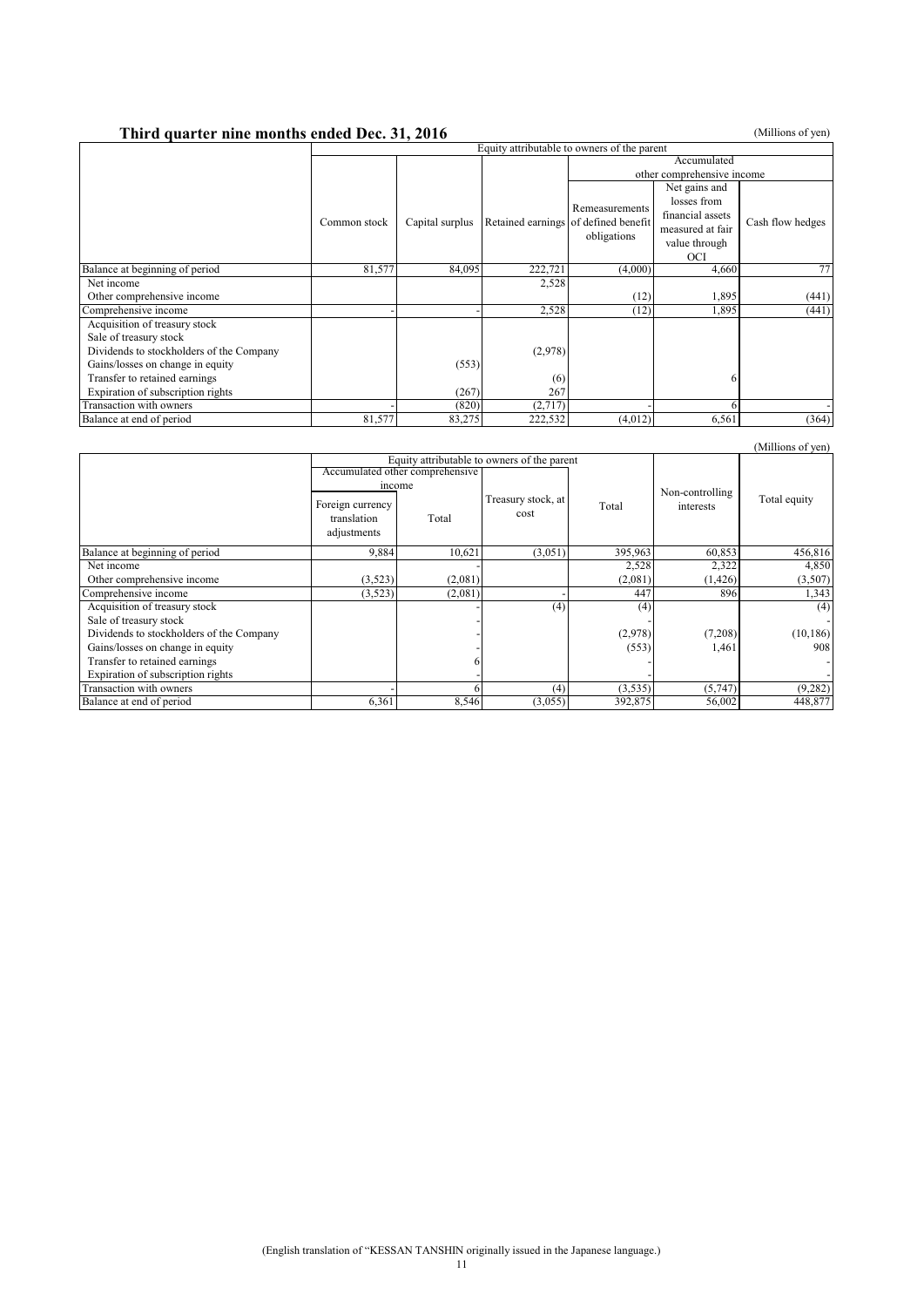## Third quarter nine months ended Dec. 31, 2016

(Millions of yen)

| | Equity attributable to owners of the parent | | | | | |
|---|---|---|---|---|---|---|
| | | | | Accumulated other comprehensive income | | |
| | Common stock | Capital surplus | Retained earnings | Remeasurements of defined benefit obligations | Net gains and losses from financial assets measured at fair value through OCI | Cash flow hedges |
| Balance at beginning of period | 81,577 | 84,095 | 222,721 | (4,000) | 4,660 | 77 |
| Net income | | | 2,528 | | | |
| Other comprehensive income | | | | (12) | 1,895 | (441) |
| Comprehensive income | - | - | 2,528 | (12) | 1,895 | (441) |
| Acquisition of treasury stock | | | | | | |
| Sale of treasury stock | | | | | | |
| Dividends to stockholders of the Company | | | (2,978) | | | |
| Gains/losses on change in equity | | (553) | | | | |
| Transfer to retained earnings | | | (6) | | 6 | |
| Expiration of subscription rights | | (267) | 267 | | | |
| Transaction with owners | - | (820) | (2,717) | - | 6 | - |
| Balance at end of period | 81,577 | 83,275 | 222,532 | (4,012) | 6,561 | (364) |

(Millions of yen)

| | Equity attributable to owners of the parent | | | | | |
|---|---|---|---|---|---|---|
| | Accumulated other comprehensive income | | | | | |
| | Foreign currency translation adjustments | Total | Treasury stock, at cost | Total | Non-controlling interests | Total equity |
| Balance at beginning of period | 9,884 | 10,621 | (3,051) | 395,963 | 60,853 | 456,816 |
| Net income | | - | | 2,528 | 2,322 | 4,850 |
| Other comprehensive income | (3,523) | (2,081) | | (2,081) | (1,426) | (3,507) |
| Comprehensive income | (3,523) | (2,081) | - | 447 | 896 | 1,343 |
| Acquisition of treasury stock | | - | (4) | (4) | | (4) |
| Sale of treasury stock | | - | | - | | - |
| Dividends to stockholders of the Company | | - | | (2,978) | (7,208) | (10,186) |
| Gains/losses on change in equity | | - | | (553) | 1,461 | 908 |
| Transfer to retained earnings | | 6 | | - | | - |
| Expiration of subscription rights | | - | | - | | - |
| Transaction with owners | - | 6 | (4) | (3,535) | (5,747) | (9,282) |
| Balance at end of period | 6,361 | 8,546 | (3,055) | 392,875 | 56,002 | 448,877 |

(English translation of "KESSAN TANSHIN originally issued in the Japanese language.)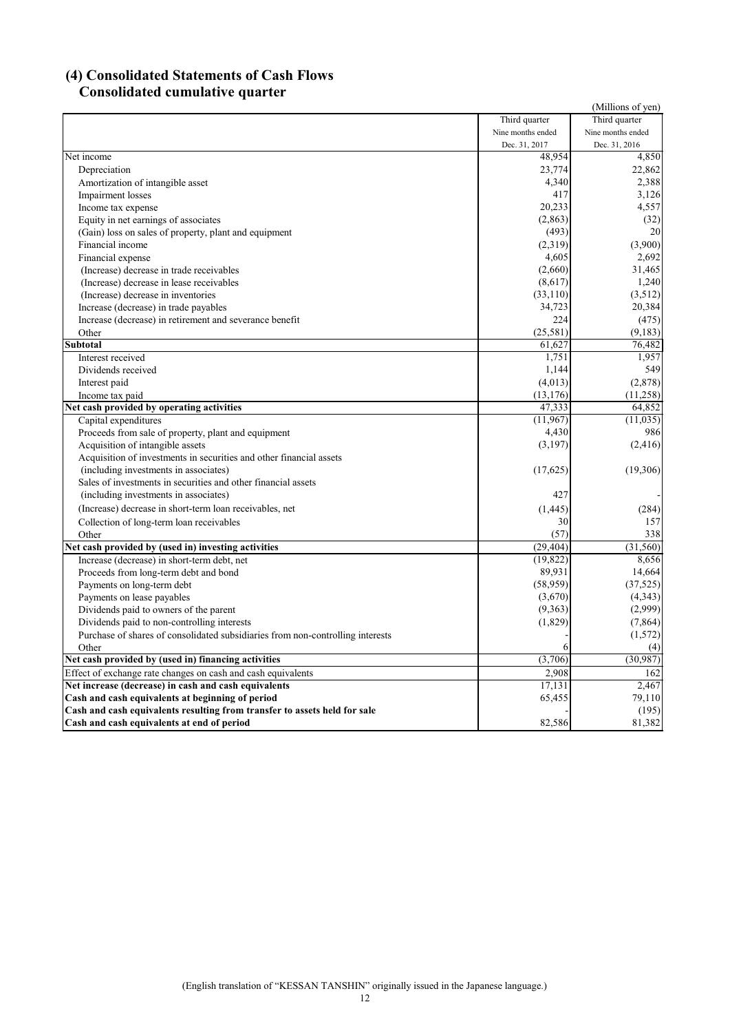## (4) Consolidated Statements of Cash Flows
### Consolidated cumulative quarter

(Millions of yen)

| | Third quarter Nine months ended Dec. 31, 2017 | Third quarter Nine months ended Dec. 31, 2016 |
|---|---|---|
| Net income | 48,954 | 4,850 |
| Depreciation | 23,774 | 22,862 |
| Amortization of intangible asset | 4,340 | 2,388 |
| Impairment losses | 417 | 3,126 |
| Income tax expense | 20,233 | 4,557 |
| Equity in net earnings of associates | (2,863) | (32) |
| (Gain) loss on sales of property, plant and equipment | (493) | 20 |
| Financial income | (2,319) | (3,900) |
| Financial expense | 4,605 | 2,692 |
| (Increase) decrease in trade receivables | (2,660) | 31,465 |
| (Increase) decrease in lease receivables | (8,617) | 1,240 |
| (Increase) decrease in inventories | (33,110) | (3,512) |
| Increase (decrease) in trade payables | 34,723 | 20,384 |
| Increase (decrease) in retirement and severance benefit | 224 | (475) |
| Other | (25,581) | (9,183) |
| **Subtotal** | 61,627 | 76,482 |
| Interest received | 1,751 | 1,957 |
| Dividends received | 1,144 | 549 |
| Interest paid | (4,013) | (2,878) |
| Income tax paid | (13,176) | (11,258) |
| **Net cash provided by operating activities** | 47,333 | 64,852 |
| Capital expenditures | (11,967) | (11,035) |
| Proceeds from sale of property, plant and equipment | 4,430 | 986 |
| Acquisition of intangible assets | (3,197) | (2,416) |
| Acquisition of investments in securities and other financial assets (including investments in associates) | (17,625) | (19,306) |
| Sales of investments in securities and other financial assets (including investments in associates) | 427 | - |
| (Increase) decrease in short-term loan receivables, net | (1,445) | (284) |
| Collection of long-term loan receivables | 30 | 157 |
| Other | (57) | 338 |
| **Net cash provided by (used in) investing activities** | (29,404) | (31,560) |
| Increase (decrease) in short-term debt, net | (19,822) | 8,656 |
| Proceeds from long-term debt and bond | 89,931 | 14,664 |
| Payments on long-term debt | (58,959) | (37,525) |
| Payments on lease payables | (3,670) | (4,343) |
| Dividends paid to owners of the parent | (9,363) | (2,999) |
| Dividends paid to non-controlling interests | (1,829) | (7,864) |
| Purchase of shares of consolidated subsidiaries from non-controlling interests | - | (1,572) |
| Other | 6 | (4) |
| **Net cash provided by (used in) financing activities** | (3,706) | (30,987) |
| Effect of exchange rate changes on cash and cash equivalents | 2,908 | 162 |
| **Net increase (decrease) in cash and cash equivalents** | 17,131 | 2,467 |
| **Cash and cash equivalents at beginning of period** | 65,455 | 79,110 |
| **Cash and cash equivalents resulting from transfer to assets held for sale** | - | (195) |
| **Cash and cash equivalents at end of period** | 82,586 | 81,382 |

(English translation of "KESSAN TANSHIN" originally issued in the Japanese language.)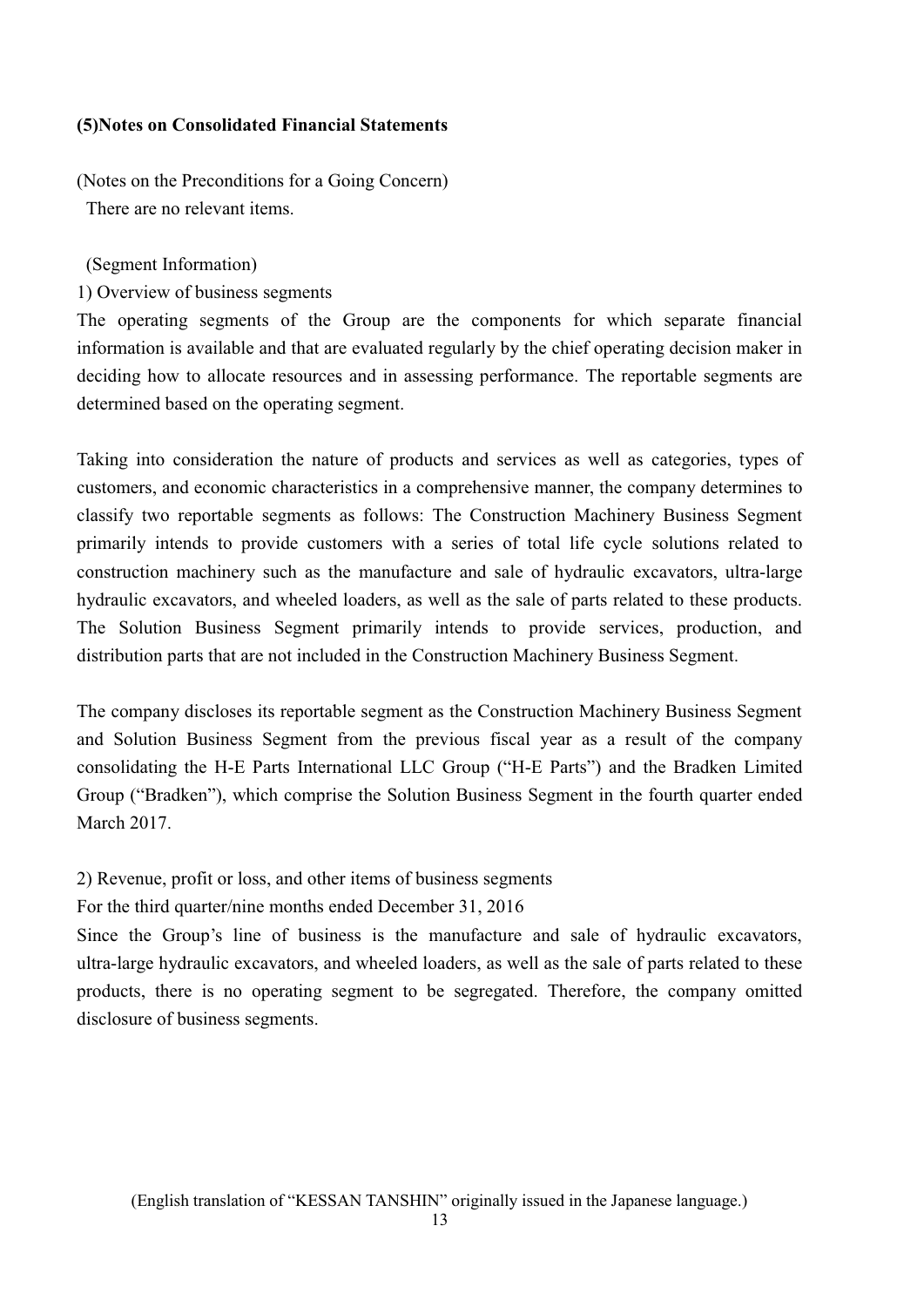### (5)Notes on Consolidated Financial Statements

(Notes on the Preconditions for a Going Concern)

There are no relevant items.

(Segment Information)

1) Overview of business segments

The operating segments of the Group are the components for which separate financial information is available and that are evaluated regularly by the chief operating decision maker in deciding how to allocate resources and in assessing performance. The reportable segments are determined based on the operating segment.

Taking into consideration the nature of products and services as well as categories, types of customers, and economic characteristics in a comprehensive manner, the company determines to classify two reportable segments as follows: The Construction Machinery Business Segment primarily intends to provide customers with a series of total life cycle solutions related to construction machinery such as the manufacture and sale of hydraulic excavators, ultra-large hydraulic excavators, and wheeled loaders, as well as the sale of parts related to these products. The Solution Business Segment primarily intends to provide services, production, and distribution parts that are not included in the Construction Machinery Business Segment.

The company discloses its reportable segment as the Construction Machinery Business Segment and Solution Business Segment from the previous fiscal year as a result of the company consolidating the H-E Parts International LLC Group ("H-E Parts") and the Bradken Limited Group ("Bradken"), which comprise the Solution Business Segment in the fourth quarter ended March 2017.

2) Revenue, profit or loss, and other items of business segments

For the third quarter/nine months ended December 31, 2016

Since the Group's line of business is the manufacture and sale of hydraulic excavators, ultra-large hydraulic excavators, and wheeled loaders, as well as the sale of parts related to these products, there is no operating segment to be segregated. Therefore, the company omitted disclosure of business segments.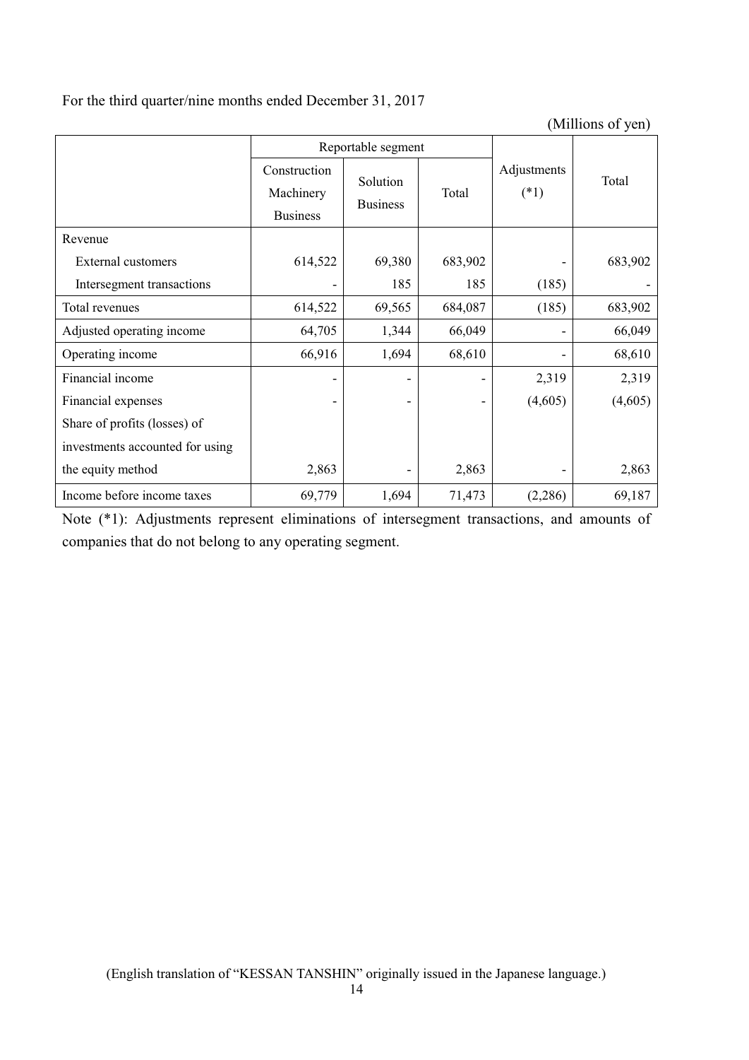For the third quarter/nine months ended December 31, 2017

(Millions of yen)

| | Reportable segment | | | Adjustments (*1) | Total |
|---|---|---|---|---|---|
| | Construction Machinery Business | Solution Business | Total | | |
| Revenue | | | | | |
| External customers | 614,522 | 69,380 | 683,902 | - | 683,902 |
| Intersegment transactions | - | 185 | 185 | (185) | - |
| Total revenues | 614,522 | 69,565 | 684,087 | (185) | 683,902 |
| Adjusted operating income | 64,705 | 1,344 | 66,049 | - | 66,049 |
| Operating income | 66,916 | 1,694 | 68,610 | - | 68,610 |
| Financial income | - | - | - | 2,319 | 2,319 |
| Financial expenses | - | - | - | (4,605) | (4,605) |
| Share of profits (losses) of investments accounted for using the equity method | 2,863 | - | 2,863 | - | 2,863 |
| Income before income taxes | 69,779 | 1,694 | 71,473 | (2,286) | 69,187 |

Note (*1): Adjustments represent eliminations of intersegment transactions, and amounts of companies that do not belong to any operating segment.

(English translation of "KESSAN TANSHIN" originally issued in the Japanese language.)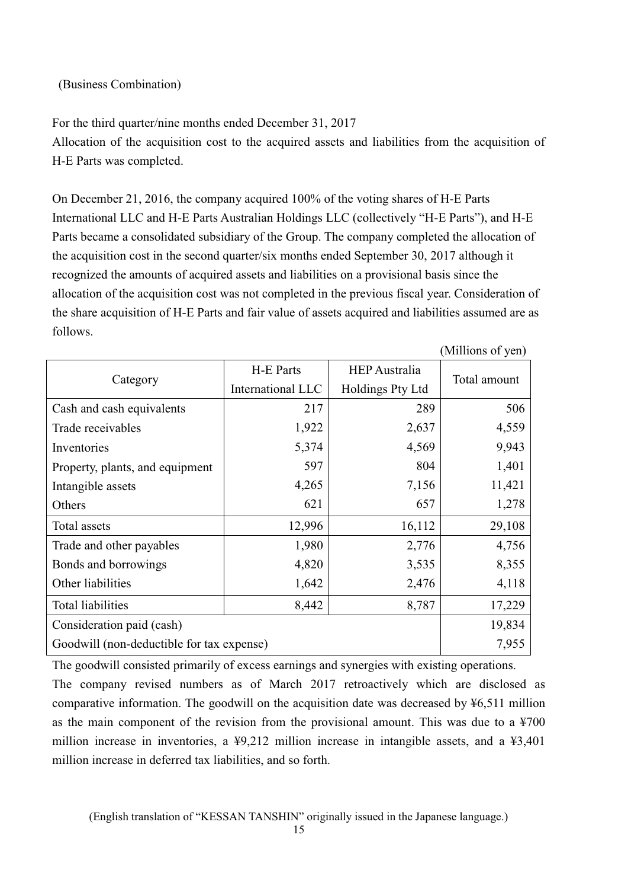(Business Combination)

For the third quarter/nine months ended December 31, 2017

Allocation of the acquisition cost to the acquired assets and liabilities from the acquisition of H-E Parts was completed.

On December 21, 2016, the company acquired 100% of the voting shares of H-E Parts International LLC and H-E Parts Australian Holdings LLC (collectively "H-E Parts"), and H-E Parts became a consolidated subsidiary of the Group. The company completed the allocation of the acquisition cost in the second quarter/six months ended September 30, 2017 although it recognized the amounts of acquired assets and liabilities on a provisional basis since the allocation of the acquisition cost was not completed in the previous fiscal year. Consideration of the share acquisition of H-E Parts and fair value of assets acquired and liabilities assumed are as follows.

(Millions of yen)

| Category | H-E Parts International LLC | HEP Australia Holdings Pty Ltd | Total amount |
|---|---|---|---|
| Cash and cash equivalents | 217 | 289 | 506 |
| Trade receivables | 1,922 | 2,637 | 4,559 |
| Inventories | 5,374 | 4,569 | 9,943 |
| Property, plants, and equipment | 597 | 804 | 1,401 |
| Intangible assets | 4,265 | 7,156 | 11,421 |
| Others | 621 | 657 | 1,278 |
| Total assets | 12,996 | 16,112 | 29,108 |
| Trade and other payables | 1,980 | 2,776 | 4,756 |
| Bonds and borrowings | 4,820 | 3,535 | 8,355 |
| Other liabilities | 1,642 | 2,476 | 4,118 |
| Total liabilities | 8,442 | 8,787 | 17,229 |
| Consideration paid (cash) | | | 19,834 |
| Goodwill (non-deductible for tax expense) | | | 7,955 |

The goodwill consisted primarily of excess earnings and synergies with existing operations.

The company revised numbers as of March 2017 retroactively which are disclosed as comparative information. The goodwill on the acquisition date was decreased by ¥6,511 million as the main component of the revision from the provisional amount. This was due to a ¥700 million increase in inventories, a ¥9,212 million increase in intangible assets, and a ¥3,401 million increase in deferred tax liabilities, and so forth.

(English translation of "KESSAN TANSHIN" originally issued in the Japanese language.)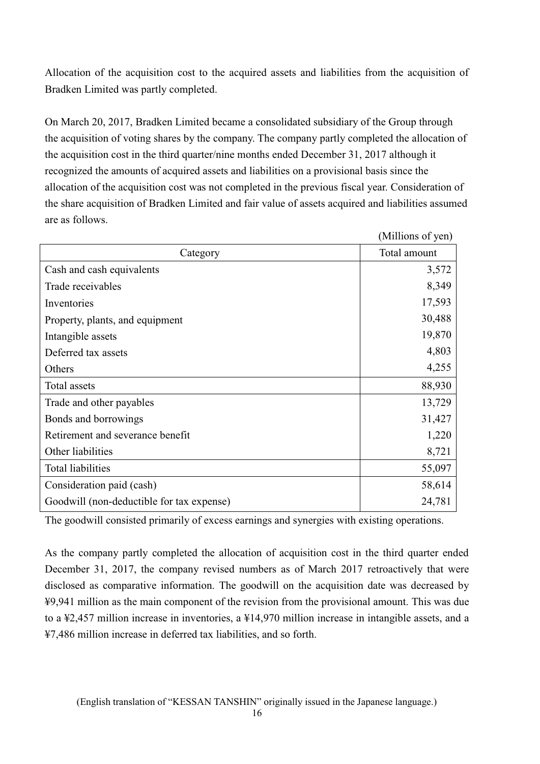Allocation of the acquisition cost to the acquired assets and liabilities from the acquisition of Bradken Limited was partly completed.

On March 20, 2017, Bradken Limited became a consolidated subsidiary of the Group through the acquisition of voting shares by the company. The company partly completed the allocation of the acquisition cost in the third quarter/nine months ended December 31, 2017 although it recognized the amounts of acquired assets and liabilities on a provisional basis since the allocation of the acquisition cost was not completed in the previous fiscal year. Consideration of the share acquisition of Bradken Limited and fair value of assets acquired and liabilities assumed are as follows.

(Millions of yen)

| Category | Total amount |
| --- | --- |
| Cash and cash equivalents | 3,572 |
| Trade receivables | 8,349 |
| Inventories | 17,593 |
| Property, plants, and equipment | 30,488 |
| Intangible assets | 19,870 |
| Deferred tax assets | 4,803 |
| Others | 4,255 |
| Total assets | 88,930 |
| Trade and other payables | 13,729 |
| Bonds and borrowings | 31,427 |
| Retirement and severance benefit | 1,220 |
| Other liabilities | 8,721 |
| Total liabilities | 55,097 |
| Consideration paid (cash) | 58,614 |
| Goodwill (non-deductible for tax expense) | 24,781 |

The goodwill consisted primarily of excess earnings and synergies with existing operations.

As the company partly completed the allocation of acquisition cost in the third quarter ended December 31, 2017, the company revised numbers as of March 2017 retroactively that were disclosed as comparative information. The goodwill on the acquisition date was decreased by ¥9,941 million as the main component of the revision from the provisional amount. This was due to a ¥2,457 million increase in inventories, a ¥14,970 million increase in intangible assets, and a ¥7,486 million increase in deferred tax liabilities, and so forth.

(English translation of "KESSAN TANSHIN" originally issued in the Japanese language.)